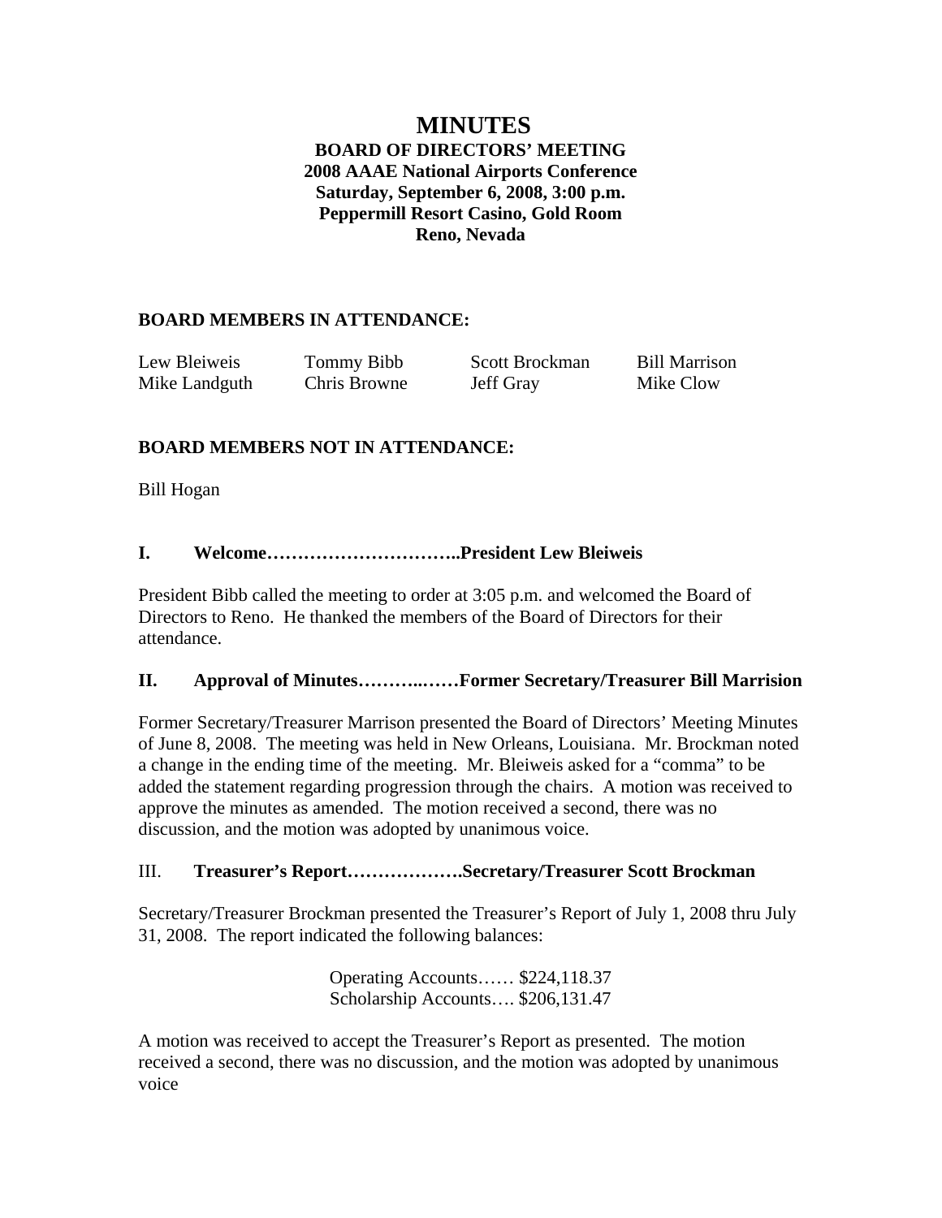# MINUTES

**BOARD OF DIRECTORS' MEETING**
**2008 AAAE National Airports Conference**
**Saturday, September 6, 2008, 3:00 p.m.**
**Peppermill Resort Casino, Gold Room**
**Reno, Nevada**

## BOARD MEMBERS IN ATTENDANCE:

| | | | |
|---|---|---|---|
| Lew Bleiweis | Tommy Bibb | Scott Brockman | Bill Marrison |
| Mike Landguth | Chris Browne | Jeff Gray | Mike Clow |

## BOARD MEMBERS NOT IN ATTENDANCE:

Bill Hogan

## I. Welcome…………………………..President Lew Bleiweis

President Bibb called the meeting to order at 3:05 p.m. and welcomed the Board of Directors to Reno. He thanked the members of the Board of Directors for their attendance.

## II. Approval of Minutes………..……Former Secretary/Treasurer Bill Marrision

Former Secretary/Treasurer Marrison presented the Board of Directors' Meeting Minutes of June 8, 2008. The meeting was held in New Orleans, Louisiana. Mr. Brockman noted a change in the ending time of the meeting. Mr. Bleiweis asked for a "comma" to be added the statement regarding progression through the chairs. A motion was received to approve the minutes as amended. The motion received a second, there was no discussion, and the motion was adopted by unanimous voice.

## III. **Treasurer's Report……………….Secretary/Treasurer Scott Brockman**

Secretary/Treasurer Brockman presented the Treasurer's Report of July 1, 2008 thru July 31, 2008. The report indicated the following balances:

Operating Accounts…… $224,118.37
Scholarship Accounts…. $206,131.47

A motion was received to accept the Treasurer's Report as presented. The motion received a second, there was no discussion, and the motion was adopted by unanimous voice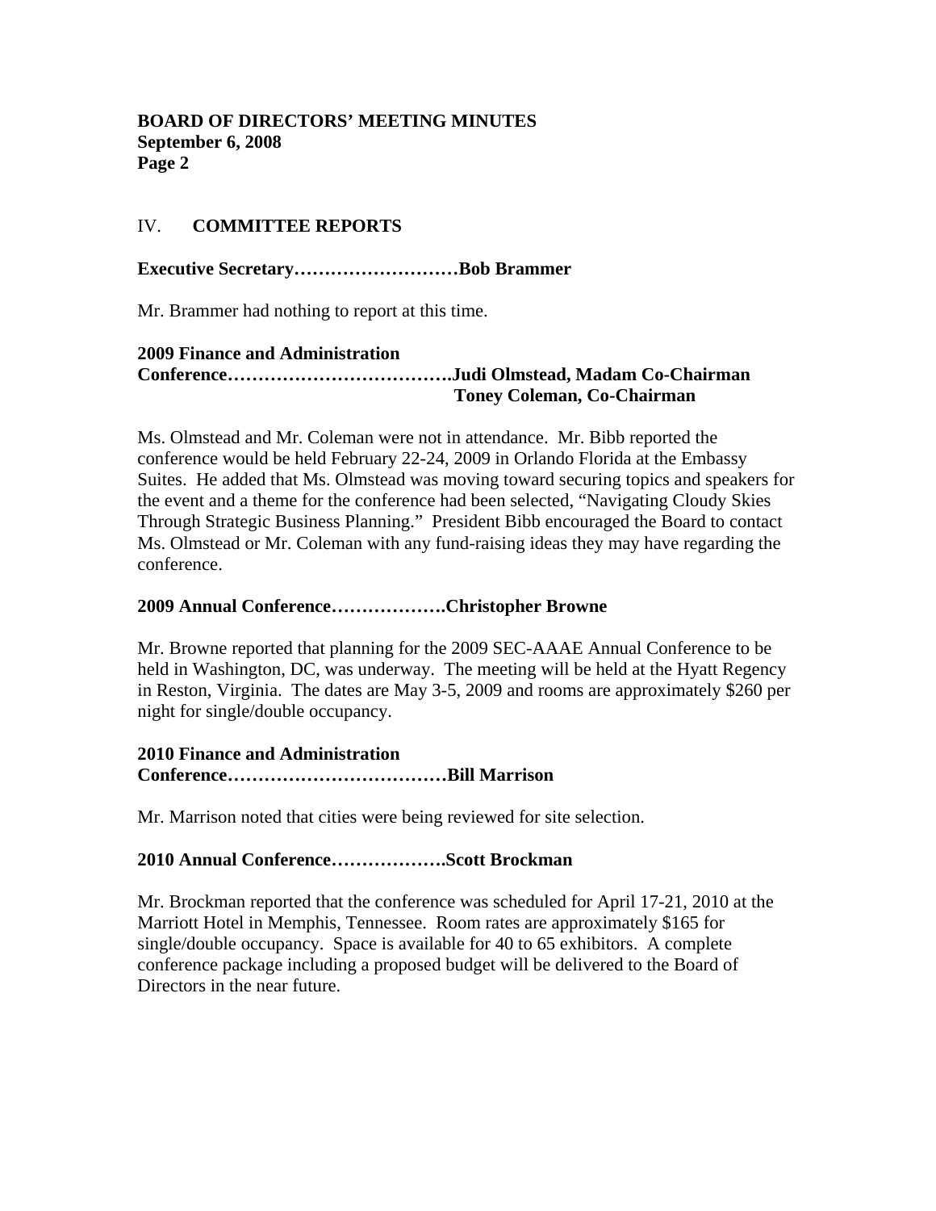## IV. COMMITTEE REPORTS

**Executive Secretary………………………Bob Brammer**

Mr. Brammer had nothing to report at this time.

**2009 Finance and Administration Conference……………………………….Judi Olmstead, Madam Co-Chairman**
**Toney Coleman, Co-Chairman**

Ms. Olmstead and Mr. Coleman were not in attendance. Mr. Bibb reported the conference would be held February 22-24, 2009 in Orlando Florida at the Embassy Suites. He added that Ms. Olmstead was moving toward securing topics and speakers for the event and a theme for the conference had been selected, "Navigating Cloudy Skies Through Strategic Business Planning." President Bibb encouraged the Board to contact Ms. Olmstead or Mr. Coleman with any fund-raising ideas they may have regarding the conference.

**2009 Annual Conference……………….Christopher Browne**

Mr. Browne reported that planning for the 2009 SEC-AAAE Annual Conference to be held in Washington, DC, was underway. The meeting will be held at the Hyatt Regency in Reston, Virginia. The dates are May 3-5, 2009 and rooms are approximately $260 per night for single/double occupancy.

**2010 Finance and Administration Conference………………………………Bill Marrison**

Mr. Marrison noted that cities were being reviewed for site selection.

**2010 Annual Conference……………….Scott Brockman**

Mr. Brockman reported that the conference was scheduled for April 17-21, 2010 at the Marriott Hotel in Memphis, Tennessee. Room rates are approximately $165 for single/double occupancy. Space is available for 40 to 65 exhibitors. A complete conference package including a proposed budget will be delivered to the Board of Directors in the near future.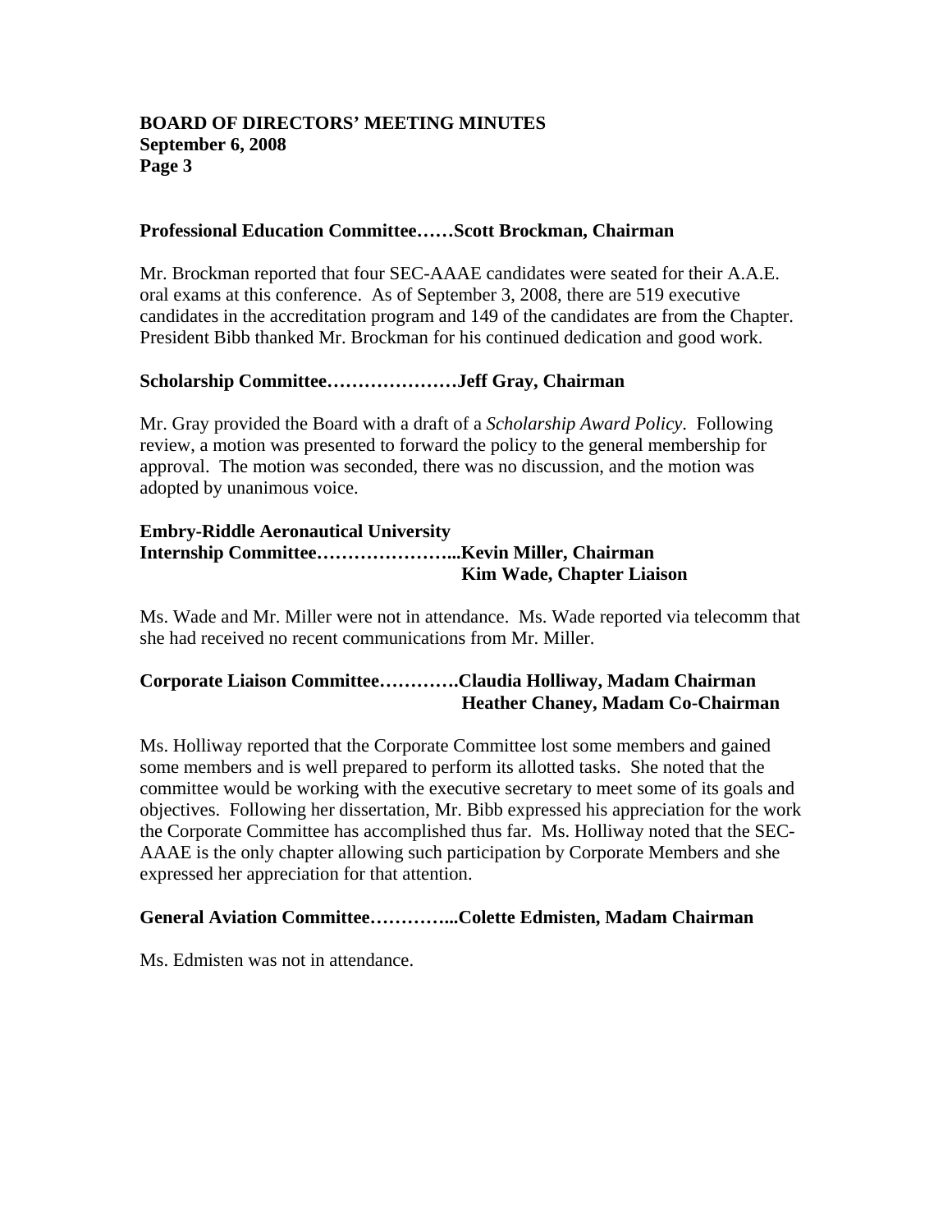**Professional Education Committee……Scott Brockman, Chairman**

Mr. Brockman reported that four SEC-AAAE candidates were seated for their A.A.E. oral exams at this conference. As of September 3, 2008, there are 519 executive candidates in the accreditation program and 149 of the candidates are from the Chapter. President Bibb thanked Mr. Brockman for his continued dedication and good work.

**Scholarship Committee…………………Jeff Gray, Chairman**

Mr. Gray provided the Board with a draft of a *Scholarship Award Policy*. Following review, a motion was presented to forward the policy to the general membership for approval. The motion was seconded, there was no discussion, and the motion was adopted by unanimous voice.

**Embry-Riddle Aeronautical University**
**Internship Committee…………………...Kevin Miller, Chairman**
**Kim Wade, Chapter Liaison**

Ms. Wade and Mr. Miller were not in attendance. Ms. Wade reported via telecomm that she had received no recent communications from Mr. Miller.

**Corporate Liaison Committee………….Claudia Holliway, Madam Chairman**
**Heather Chaney, Madam Co-Chairman**

Ms. Holliway reported that the Corporate Committee lost some members and gained some members and is well prepared to perform its allotted tasks. She noted that the committee would be working with the executive secretary to meet some of its goals and objectives. Following her dissertation, Mr. Bibb expressed his appreciation for the work the Corporate Committee has accomplished thus far. Ms. Holliway noted that the SEC-AAAE is the only chapter allowing such participation by Corporate Members and she expressed her appreciation for that attention.

**General Aviation Committee…………...Colette Edmisten, Madam Chairman**

Ms. Edmisten was not in attendance.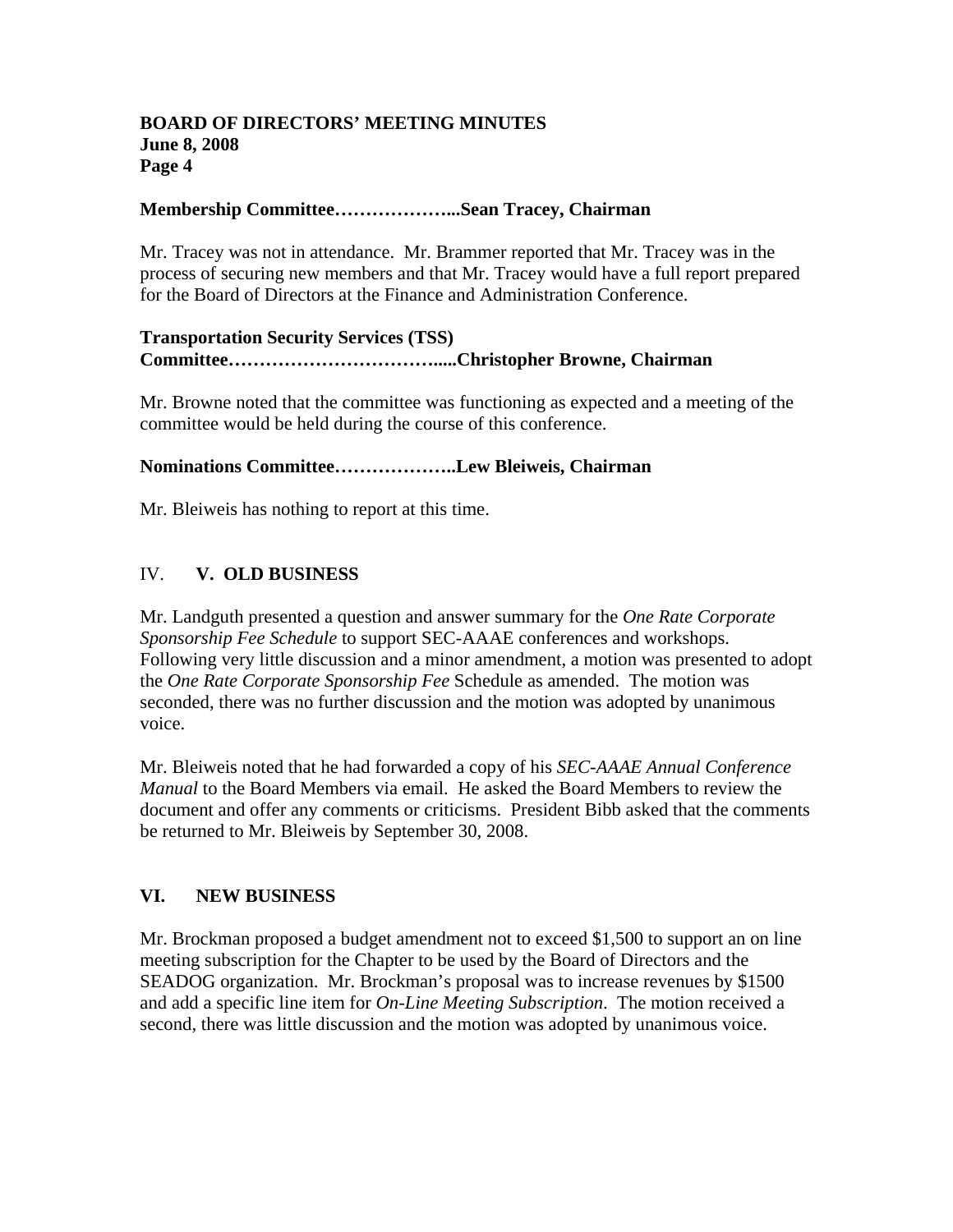**Membership Committee………………...Sean Tracey, Chairman**

Mr. Tracey was not in attendance. Mr. Brammer reported that Mr. Tracey was in the process of securing new members and that Mr. Tracey would have a full report prepared for the Board of Directors at the Finance and Administration Conference.

**Transportation Security Services (TSS) Committee……………………………....Christopher Browne, Chairman**

Mr. Browne noted that the committee was functioning as expected and a meeting of the committee would be held during the course of this conference.

**Nominations Committee………………..Lew Bleiweis, Chairman**

Mr. Bleiweis has nothing to report at this time.

## IV. **V. OLD BUSINESS**

Mr. Landguth presented a question and answer summary for the *One Rate Corporate Sponsorship Fee Schedule* to support SEC-AAAE conferences and workshops. Following very little discussion and a minor amendment, a motion was presented to adopt the *One Rate Corporate Sponsorship Fee* Schedule as amended. The motion was seconded, there was no further discussion and the motion was adopted by unanimous voice.

Mr. Bleiweis noted that he had forwarded a copy of his *SEC-AAAE Annual Conference Manual* to the Board Members via email. He asked the Board Members to review the document and offer any comments or criticisms. President Bibb asked that the comments be returned to Mr. Bleiweis by September 30, 2008.

## VI. NEW BUSINESS

Mr. Brockman proposed a budget amendment not to exceed $1,500 to support an on line meeting subscription for the Chapter to be used by the Board of Directors and the SEADOG organization. Mr. Brockman's proposal was to increase revenues by $1500 and add a specific line item for *On-Line Meeting Subscription*. The motion received a second, there was little discussion and the motion was adopted by unanimous voice.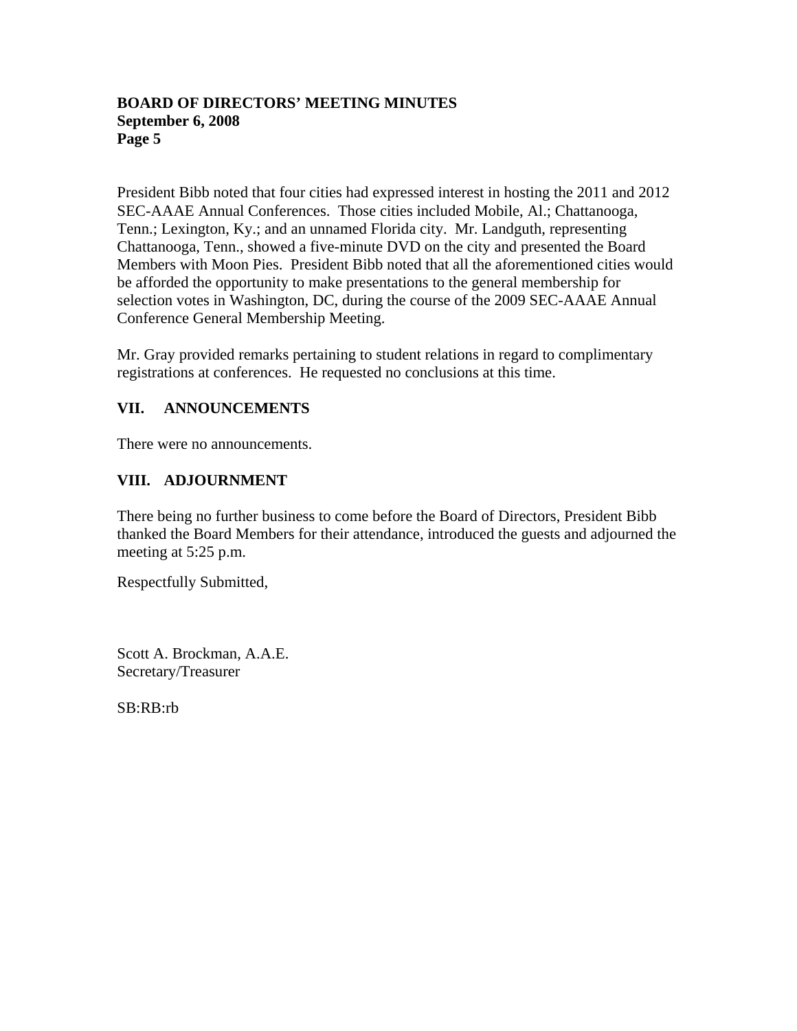President Bibb noted that four cities had expressed interest in hosting the 2011 and 2012 SEC-AAAE Annual Conferences. Those cities included Mobile, Al.; Chattanooga, Tenn.; Lexington, Ky.; and an unnamed Florida city. Mr. Landguth, representing Chattanooga, Tenn., showed a five-minute DVD on the city and presented the Board Members with Moon Pies. President Bibb noted that all the aforementioned cities would be afforded the opportunity to make presentations to the general membership for selection votes in Washington, DC, during the course of the 2009 SEC-AAAE Annual Conference General Membership Meeting.

Mr. Gray provided remarks pertaining to student relations in regard to complimentary registrations at conferences. He requested no conclusions at this time.

## VII. ANNOUNCEMENTS

There were no announcements.

## VIII. ADJOURNMENT

There being no further business to come before the Board of Directors, President Bibb thanked the Board Members for their attendance, introduced the guests and adjourned the meeting at 5:25 p.m.

Respectfully Submitted,

Scott A. Brockman, A.A.E.
Secretary/Treasurer

SB:RB:rb